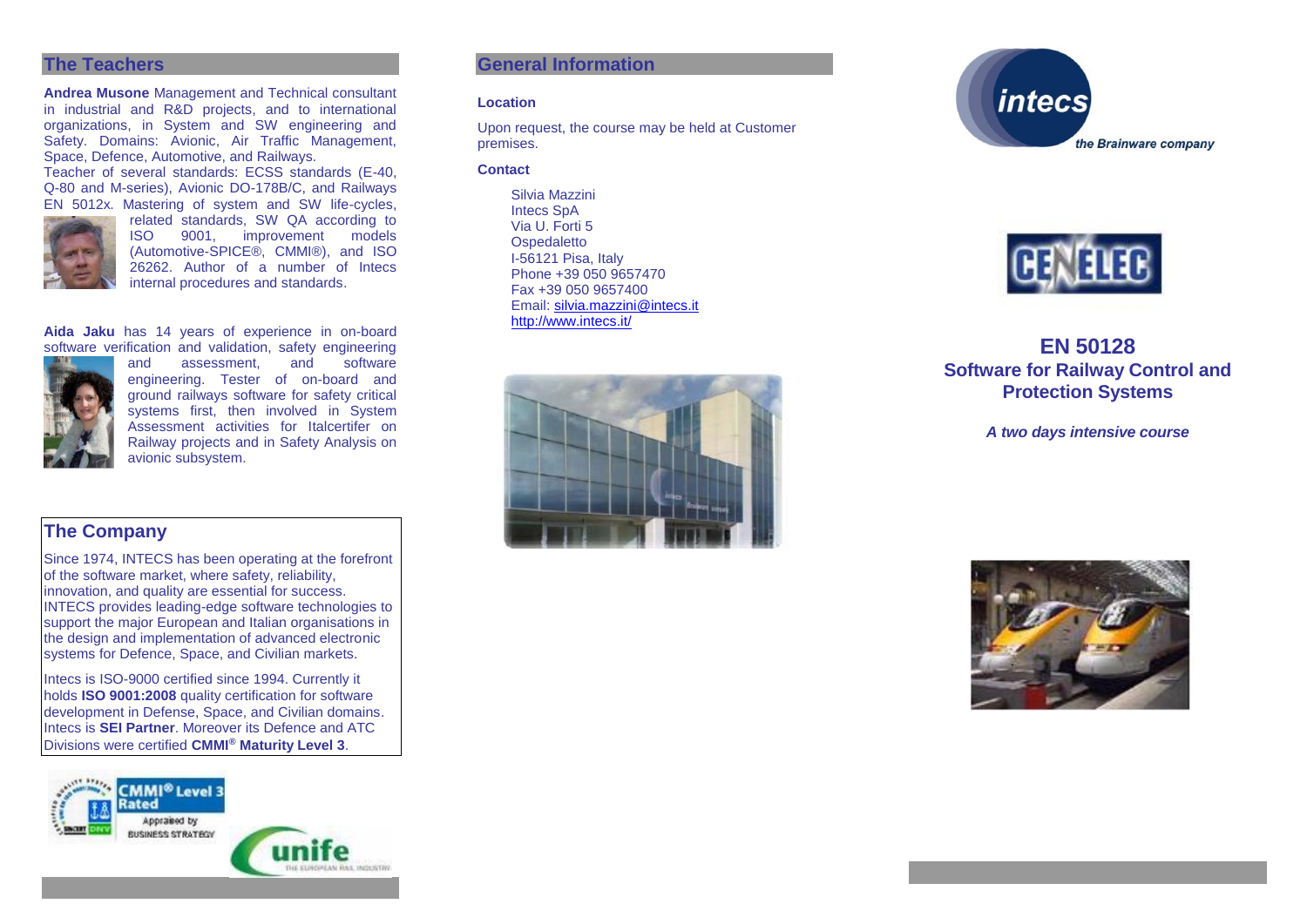## The Teachers

**Andrea Musone** Management and Technical consultant in industrial and R&D projects, and to international organizations, in System and SW engineering and Safety. Domains: Avionic, Air Traffic Management, Space, Defence, Automotive, and Railways.
Teacher of several standards: ECSS standards (E-40, Q-80 and M-series), Avionic DO-178B/C, and Railways EN 5012x. Mastering of system and SW life-cycles, related standards, SW QA according to ISO 9001, improvement models (Automotive-SPICE®, CMMI®), and ISO 26262. Author of a number of Intecs internal procedures and standards.

**Aida Jaku** has 14 years of experience in on-board software verification and validation, safety engineering and assessment, and software engineering. Tester of on-board and ground railways software for safety critical systems first, then involved in System Assessment activities for Italcertifer on Railway projects and in Safety Analysis on avionic subsystem.

## The Company

Since 1974, INTECS has been operating at the forefront of the software market, where safety, reliability, innovation, and quality are essential for success. INTECS provides leading-edge software technologies to support the major European and Italian organisations in the design and implementation of advanced electronic systems for Defence, Space, and Civilian markets.

Intecs is ISO-9000 certified since 1994. Currently it holds **ISO 9001:2008** quality certification for software development in Defense, Space, and Civilian domains. Intecs is **SEI Partner**. Moreover its Defence and ATC Divisions were certified **CMMI® Maturity Level 3**.

## General Information

**Location**

Upon request, the course may be held at Customer premises.

**Contact**

Silvia Mazzini
Intecs SpA
Via U. Forti 5
Ospedaletto
I-56121 Pisa, Italy
Phone +39 050 9657470
Fax +39 050 9657400
Email: silvia.mazzini@intecs.it
http://www.intecs.it/

intecs
*the Brainware company*

CENELEC

# EN 50128
## Software for Railway Control and Protection Systems

***A two days intensive course***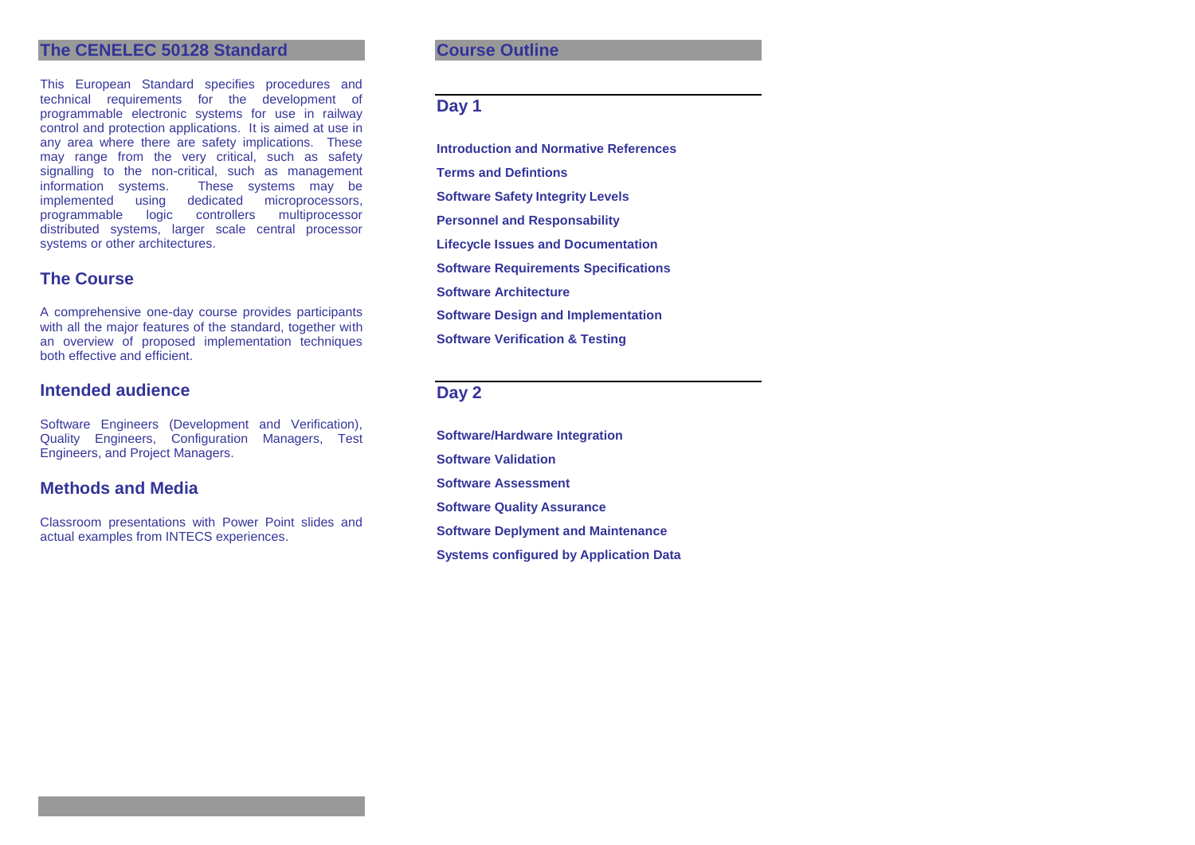## The CENELEC 50128 Standard

This European Standard specifies procedures and technical requirements for the development of programmable electronic systems for use in railway control and protection applications. It is aimed at use in any area where there are safety implications. These may range from the very critical, such as safety signalling to the non-critical, such as management information systems. These systems may be implemented using dedicated microprocessors, programmable logic controllers multiprocessor distributed systems, larger scale central processor systems or other architectures.

## The Course

A comprehensive one-day course provides participants with all the major features of the standard, together with an overview of proposed implementation techniques both effective and efficient.

## Intended audience

Software Engineers (Development and Verification), Quality Engineers, Configuration Managers, Test Engineers, and Project Managers.

## Methods and Media

Classroom presentations with Power Point slides and actual examples from INTECS experiences.

## Course Outline

### Day 1

**Introduction and Normative References**

**Terms and Defintions**

**Software Safety Integrity Levels**

**Personnel and Responsability**

**Lifecycle Issues and Documentation**

**Software Requirements Specifications**

**Software Architecture**

**Software Design and Implementation**

**Software Verification & Testing**

### Day 2

**Software/Hardware Integration**

**Software Validation**

**Software Assessment**

**Software Quality Assurance**

**Software Deplyment and Maintenance**

**Systems configured by Application Data**